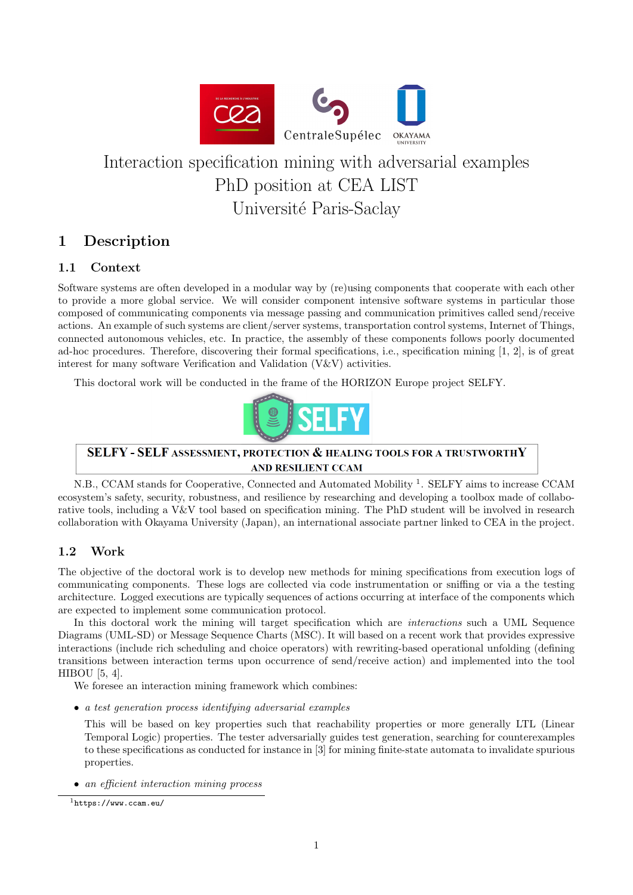# Interaction specification mining with adversarial examples
# PhD position at CEA LIST
# Université Paris-Saclay

## 1 Description

### 1.1 Context

Software systems are often developed in a modular way by (re)using components that cooperate with each other to provide a more global service. We will consider component intensive software systems in particular those composed of communicating components via message passing and communication primitives called send/receive actions. An example of such systems are client/server systems, transportation control systems, Internet of Things, connected autonomous vehicles, etc. In practice, the assembly of these components follows poorly documented ad-hoc procedures. Therefore, discovering their formal specifications, i.e., specification mining [1, 2], is of great interest for many software Verification and Validation (V&V) activities.

This doctoral work will be conducted in the frame of the HORIZON Europe project SELFY.

**SELFY - SELF ASSESSMENT, PROTECTION & HEALING TOOLS FOR A TRUSTWORTHY AND RESILIENT CCAM**

N.B., CCAM stands for Cooperative, Connected and Automated Mobility [1]. SELFY aims to increase CCAM ecosystem's safety, security, robustness, and resilience by researching and developing a toolbox made of collaborative tools, including a V&V tool based on specification mining. The PhD student will be involved in research collaboration with Okayama University (Japan), an international associate partner linked to CEA in the project.

### 1.2 Work

The objective of the doctoral work is to develop new methods for mining specifications from execution logs of communicating components. These logs are collected via code instrumentation or sniffing or via a the testing architecture. Logged executions are typically sequences of actions occurring at interface of the components which are expected to implement some communication protocol.

In this doctoral work the mining will target specification which are *interactions* such a UML Sequence Diagrams (UML-SD) or Message Sequence Charts (MSC). It will based on a recent work that provides expressive interactions (include rich scheduling and choice operators) with rewriting-based operational unfolding (defining transitions between interaction terms upon occurrence of send/receive action) and implemented into the tool HIBOU [5, 4].

We foresee an interaction mining framework which combines:

- *a test generation process identifying adversarial examples*

  This will be based on key properties such that reachability properties or more generally LTL (Linear Temporal Logic) properties. The tester adversarially guides test generation, searching for counterexamples to these specifications as conducted for instance in [3] for mining finite-state automata to invalidate spurious properties.

- *an efficient interaction mining process*

[1] https://www.ccam.eu/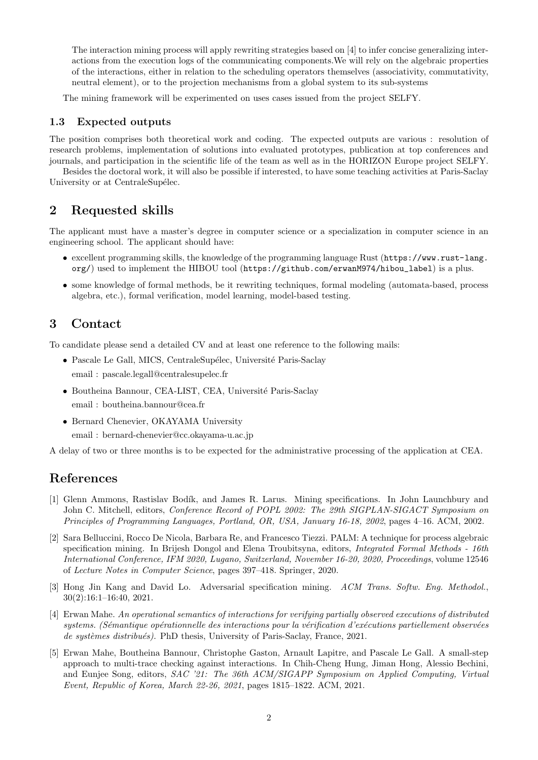The interaction mining process will apply rewriting strategies based on [4] to infer concise generalizing interactions from the execution logs of the communicating components.We will rely on the algebraic properties of the interactions, either in relation to the scheduling operators themselves (associativity, commutativity, neutral element), or to the projection mechanisms from a global system to its sub-systems

The mining framework will be experimented on uses cases issued from the project SELFY.

### 1.3 Expected outputs

The position comprises both theoretical work and coding. The expected outputs are various : resolution of research problems, implementation of solutions into evaluated prototypes, publication at top conferences and journals, and participation in the scientific life of the team as well as in the HORIZON Europe project SELFY.

Besides the doctoral work, it will also be possible if interested, to have some teaching activities at Paris-Saclay University or at CentraleSupélec.

## 2 Requested skills

The applicant must have a master's degree in computer science or a specialization in computer science in an engineering school. The applicant should have:

- excellent programming skills, the knowledge of the programming language Rust (`https://www.rust-lang.org/`) used to implement the HIBOU tool (`https://github.com/erwanM974/hibou_label`) is a plus.
- some knowledge of formal methods, be it rewriting techniques, formal modeling (automata-based, process algebra, etc.), formal verification, model learning, model-based testing.

## 3 Contact

To candidate please send a detailed CV and at least one reference to the following mails:

- Pascale Le Gall, MICS, CentraleSupélec, Université Paris-Saclay
  email : pascale.legall@centralesupelec.fr
- Boutheina Bannour, CEA-LIST, CEA, Université Paris-Saclay
  email : boutheina.bannour@cea.fr
- Bernard Chenevier, OKAYAMA University
  email : bernard-chenevier@cc.okayama-u.ac.jp

A delay of two or three months is to be expected for the administrative processing of the application at CEA.

## References

[1] Glenn Ammons, Rastislav Bodík, and James R. Larus. Mining specifications. In John Launchbury and John C. Mitchell, editors, *Conference Record of POPL 2002: The 29th SIGPLAN-SIGACT Symposium on Principles of Programming Languages, Portland, OR, USA, January 16-18, 2002*, pages 4–16. ACM, 2002.

[2] Sara Belluccini, Rocco De Nicola, Barbara Re, and Francesco Tiezzi. PALM: A technique for process algebraic specification mining. In Brijesh Dongol and Elena Troubitsyna, editors, *Integrated Formal Methods - 16th International Conference, IFM 2020, Lugano, Switzerland, November 16-20, 2020, Proceedings*, volume 12546 of *Lecture Notes in Computer Science*, pages 397–418. Springer, 2020.

[3] Hong Jin Kang and David Lo. Adversarial specification mining. *ACM Trans. Softw. Eng. Methodol.*, 30(2):16:1–16:40, 2021.

[4] Erwan Mahe. *An operational semantics of interactions for verifying partially observed executions of distributed systems. (Sémantique opérationnelle des interactions pour la vérification d'exécutions partiellement observées de systèmes distribués).* PhD thesis, University of Paris-Saclay, France, 2021.

[5] Erwan Mahe, Boutheina Bannour, Christophe Gaston, Arnault Lapitre, and Pascale Le Gall. A small-step approach to multi-trace checking against interactions. In Chih-Cheng Hung, Jiman Hong, Alessio Bechini, and Eunjee Song, editors, *SAC '21: The 36th ACM/SIGAPP Symposium on Applied Computing, Virtual Event, Republic of Korea, March 22-26, 2021*, pages 1815–1822. ACM, 2021.